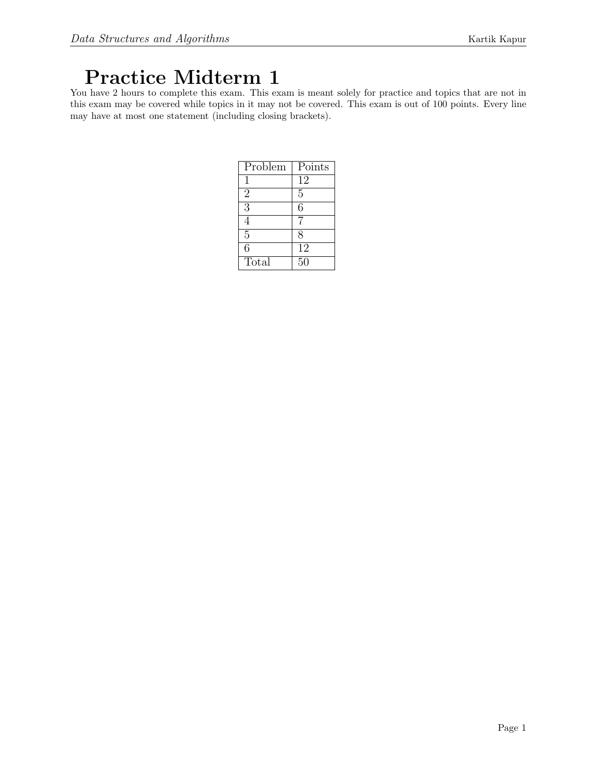# Practice Midterm 1

You have 2 hours to complete this exam. This exam is meant solely for practice and topics that are not in this exam may be covered while topics in it may not be covered. This exam is out of 100 points. Every line may have at most one statement (including closing brackets).

| Problem | Points |
|---|---|
| 1 | 12 |
| 2 | 5 |
| 3 | 6 |
| 4 | 7 |
| 5 | 8 |
| 6 | 12 |
| Total | 50 |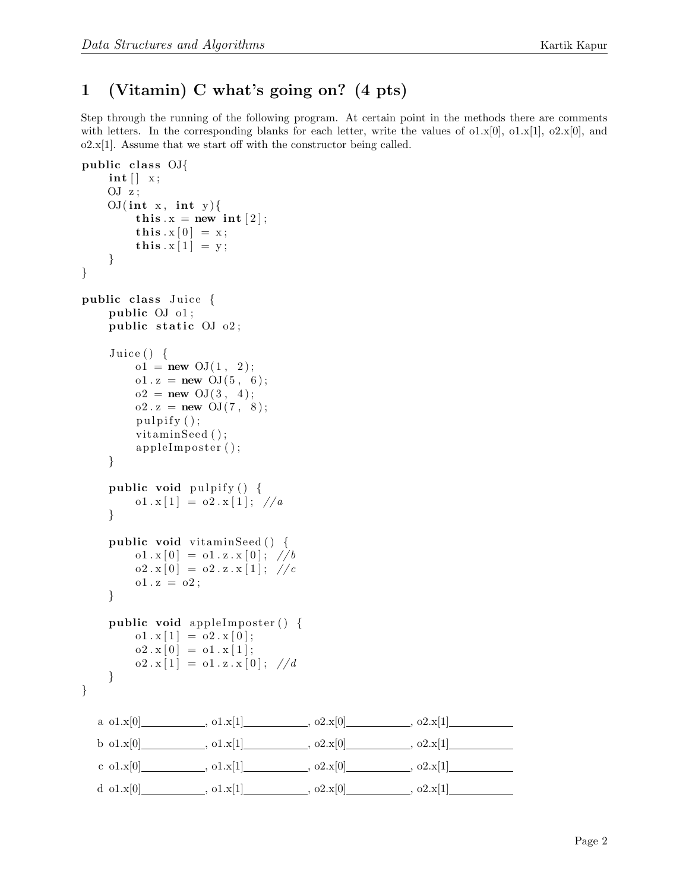# 1 (Vitamin) C what's going on? (4 pts)

Step through the running of the following program. At certain point in the methods there are comments with letters. In the corresponding blanks for each letter, write the values of o1.x[0], o1.x[1], o2.x[0], and o2.x[1]. Assume that we start off with the constructor being called.

```java
public class OJ{
    int[] x;
    OJ z;
    OJ(int x, int y){
        this.x = new int[2];
        this.x[0] = x;
        this.x[1] = y;
    }
}

public class Juice {
    public OJ o1;
    public static OJ o2;

    Juice() {
        o1 = new OJ(1, 2);
        o1.z = new OJ(5, 6);
        o2 = new OJ(3, 4);
        o2.z = new OJ(7, 8);
        pulpify();
        vitaminSeed();
        appleImposter();
    }

    public void pulpify() {
        o1.x[1] = o2.x[1]; //a
    }

    public void vitaminSeed() {
        o1.x[0] = o1.z.x[0]; //b
        o2.x[0] = o2.z.x[1]; //c
        o1.z = o2;
    }

    public void appleImposter() {
        o1.x[1] = o2.x[0];
        o2.x[0] = o1.x[1];
        o2.x[1] = o1.z.x[0]; //d
    }
}
```

a o1.x[0]__________, o1.x[1]__________, o2.x[0]__________, o2.x[1]__________

b o1.x[0]__________, o1.x[1]__________, o2.x[0]__________, o2.x[1]__________

c o1.x[0]__________, o1.x[1]__________, o2.x[0]__________, o2.x[1]__________

d o1.x[0]__________, o1.x[1]__________, o2.x[0]__________, o2.x[1]__________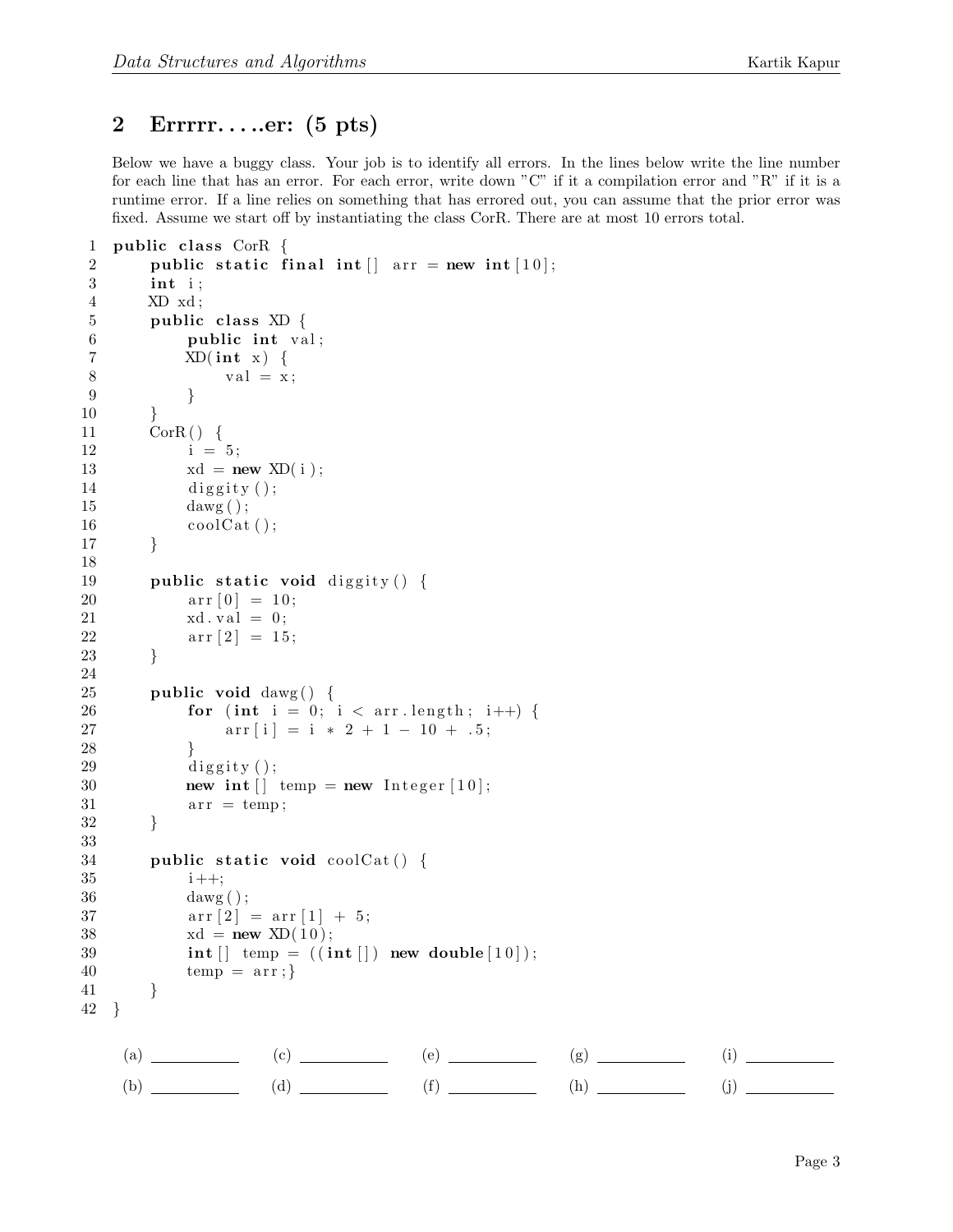## 2 Errrrr.....er: (5 pts)

Below we have a buggy class. Your job is to identify all errors. In the lines below write the line number for each line that has an error. For each error, write down "C" if it a compilation error and "R" if it is a runtime error. If a line relies on something that has errored out, you can assume that the prior error was fixed. Assume we start off by instantiating the class CorR. There are at most 10 errors total.

```
1  public class CorR {
2      public static final int[] arr = new int[10];
3      int i;
4      XD xd;
5      public class XD {
6          public int val;
7          XD(int x) {
8              val = x;
9          }
10     }
11     CorR() {
12         i = 5;
13         xd = new XD(i);
14         diggity();
15         dawg();
16         coolCat();
17     }
18
19     public static void diggity() {
20         arr[0] = 10;
21         xd.val = 0;
22         arr[2] = 15;
23     }
24
25     public void dawg() {
26         for (int i = 0; i < arr.length; i++) {
27             arr[i] = i * 2 + 1 - 10 + .5;
28         }
29         diggity();
30         new int[] temp = new Integer[10];
31         arr = temp;
32     }
33
34     public static void coolCat() {
35         i++;
36         dawg();
37         arr[2] = arr[1] + 5;
38         xd = new XD(10);
39         int[] temp = ((int[]) new double[10]);
40         temp = arr;}
41     }
42 }
```

(a) __________ (b) __________ (c) __________ (d) __________ (e) __________ (f) __________ (g) __________ (h) __________ (i) __________ (j) __________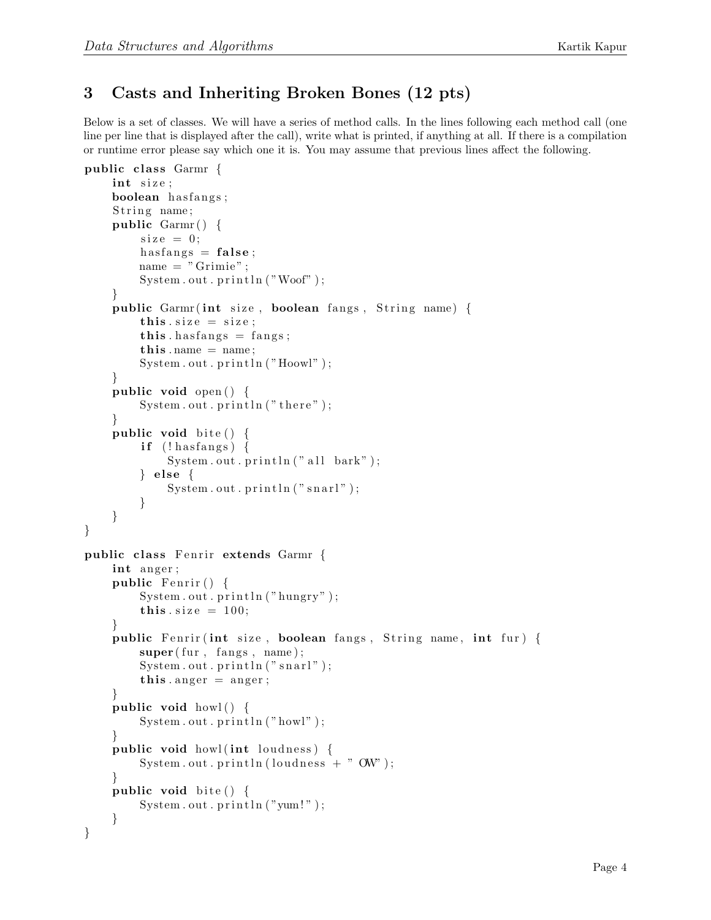## 3 Casts and Inheriting Broken Bones (12 pts)

Below is a set of classes. We will have a series of method calls. In the lines following each method call (one line per line that is displayed after the call), write what is printed, if anything at all. If there is a compilation or runtime error please say which one it is. You may assume that previous lines affect the following.

```java
public class Garmr {
    int size;
    boolean hasfangs;
    String name;
    public Garmr() {
        size = 0;
        hasfangs = false;
        name = "Grimie";
        System.out.println("Woof");
    }
    public Garmr(int size, boolean fangs, String name) {
        this.size = size;
        this.hasfangs = fangs;
        this.name = name;
        System.out.println("Hoowl");
    }
    public void open() {
        System.out.println("there");
    }
    public void bite() {
        if (!hasfangs) {
            System.out.println("all bark");
        } else {
            System.out.println("snarl");
        }
    }
}

public class Fenrir extends Garmr {
    int anger;
    public Fenrir() {
        System.out.println("hungry");
        this.size = 100;
    }
    public Fenrir(int size, boolean fangs, String name, int fur) {
        super(fur, fangs, name);
        System.out.println("snarl");
        this.anger = anger;
    }
    public void howl() {
        System.out.println("howl");
    }
    public void howl(int loudness) {
        System.out.println(loudness + " OW");
    }
    public void bite() {
        System.out.println("yum!");
    }
}
```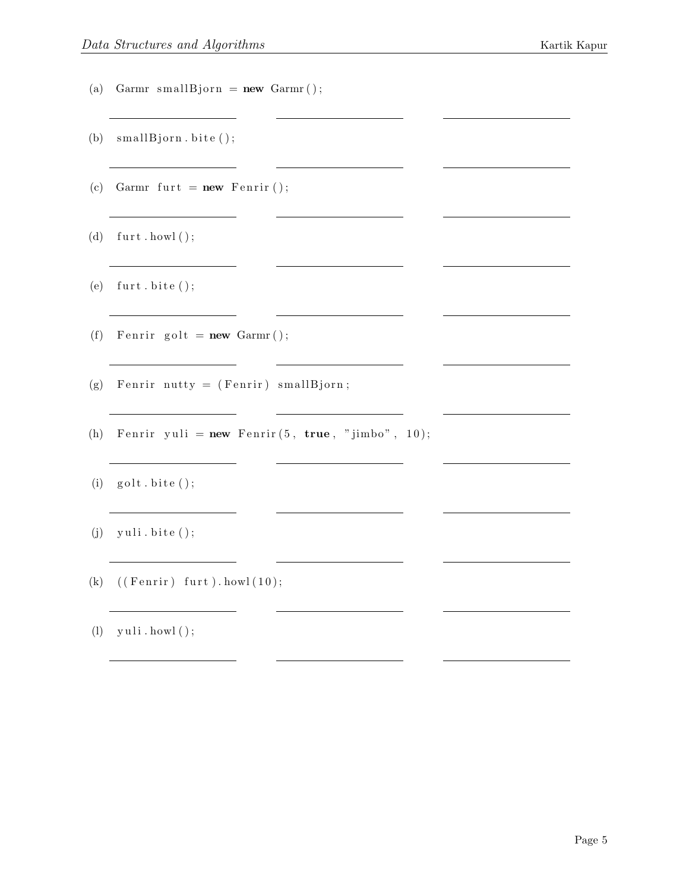(a) `Garmr smallBjorn = new Garmr();`

\_\_\_\_\_\_\_\_\_\_\_\_\_\_\_\_ \_\_\_\_\_\_\_\_\_\_\_\_\_\_\_\_ \_\_\_\_\_\_\_\_\_\_\_\_\_\_\_\_

(b) `smallBjorn.bite();`

\_\_\_\_\_\_\_\_\_\_\_\_\_\_\_\_ \_\_\_\_\_\_\_\_\_\_\_\_\_\_\_\_ \_\_\_\_\_\_\_\_\_\_\_\_\_\_\_\_

(c) `Garmr furt = new Fenrir();`

\_\_\_\_\_\_\_\_\_\_\_\_\_\_\_\_ \_\_\_\_\_\_\_\_\_\_\_\_\_\_\_\_ \_\_\_\_\_\_\_\_\_\_\_\_\_\_\_\_

(d) `furt.howl();`

\_\_\_\_\_\_\_\_\_\_\_\_\_\_\_\_ \_\_\_\_\_\_\_\_\_\_\_\_\_\_\_\_ \_\_\_\_\_\_\_\_\_\_\_\_\_\_\_\_

(e) `furt.bite();`

\_\_\_\_\_\_\_\_\_\_\_\_\_\_\_\_ \_\_\_\_\_\_\_\_\_\_\_\_\_\_\_\_ \_\_\_\_\_\_\_\_\_\_\_\_\_\_\_\_

(f) `Fenrir golt = new Garmr();`

\_\_\_\_\_\_\_\_\_\_\_\_\_\_\_\_ \_\_\_\_\_\_\_\_\_\_\_\_\_\_\_\_ \_\_\_\_\_\_\_\_\_\_\_\_\_\_\_\_

(g) `Fenrir nutty = (Fenrir) smallBjorn;`

\_\_\_\_\_\_\_\_\_\_\_\_\_\_\_\_ \_\_\_\_\_\_\_\_\_\_\_\_\_\_\_\_ \_\_\_\_\_\_\_\_\_\_\_\_\_\_\_\_

(h) `Fenrir yuli = new Fenrir(5, true, "jimbo", 10);`

\_\_\_\_\_\_\_\_\_\_\_\_\_\_\_\_ \_\_\_\_\_\_\_\_\_\_\_\_\_\_\_\_ \_\_\_\_\_\_\_\_\_\_\_\_\_\_\_\_

(i) `golt.bite();`

\_\_\_\_\_\_\_\_\_\_\_\_\_\_\_\_ \_\_\_\_\_\_\_\_\_\_\_\_\_\_\_\_ \_\_\_\_\_\_\_\_\_\_\_\_\_\_\_\_

(j) `yuli.bite();`

\_\_\_\_\_\_\_\_\_\_\_\_\_\_\_\_ \_\_\_\_\_\_\_\_\_\_\_\_\_\_\_\_ \_\_\_\_\_\_\_\_\_\_\_\_\_\_\_\_

(k) `((Fenrir) furt).howl(10);`

\_\_\_\_\_\_\_\_\_\_\_\_\_\_\_\_ \_\_\_\_\_\_\_\_\_\_\_\_\_\_\_\_ \_\_\_\_\_\_\_\_\_\_\_\_\_\_\_\_

(l) `yuli.howl();`

\_\_\_\_\_\_\_\_\_\_\_\_\_\_\_\_ \_\_\_\_\_\_\_\_\_\_\_\_\_\_\_\_ \_\_\_\_\_\_\_\_\_\_\_\_\_\_\_\_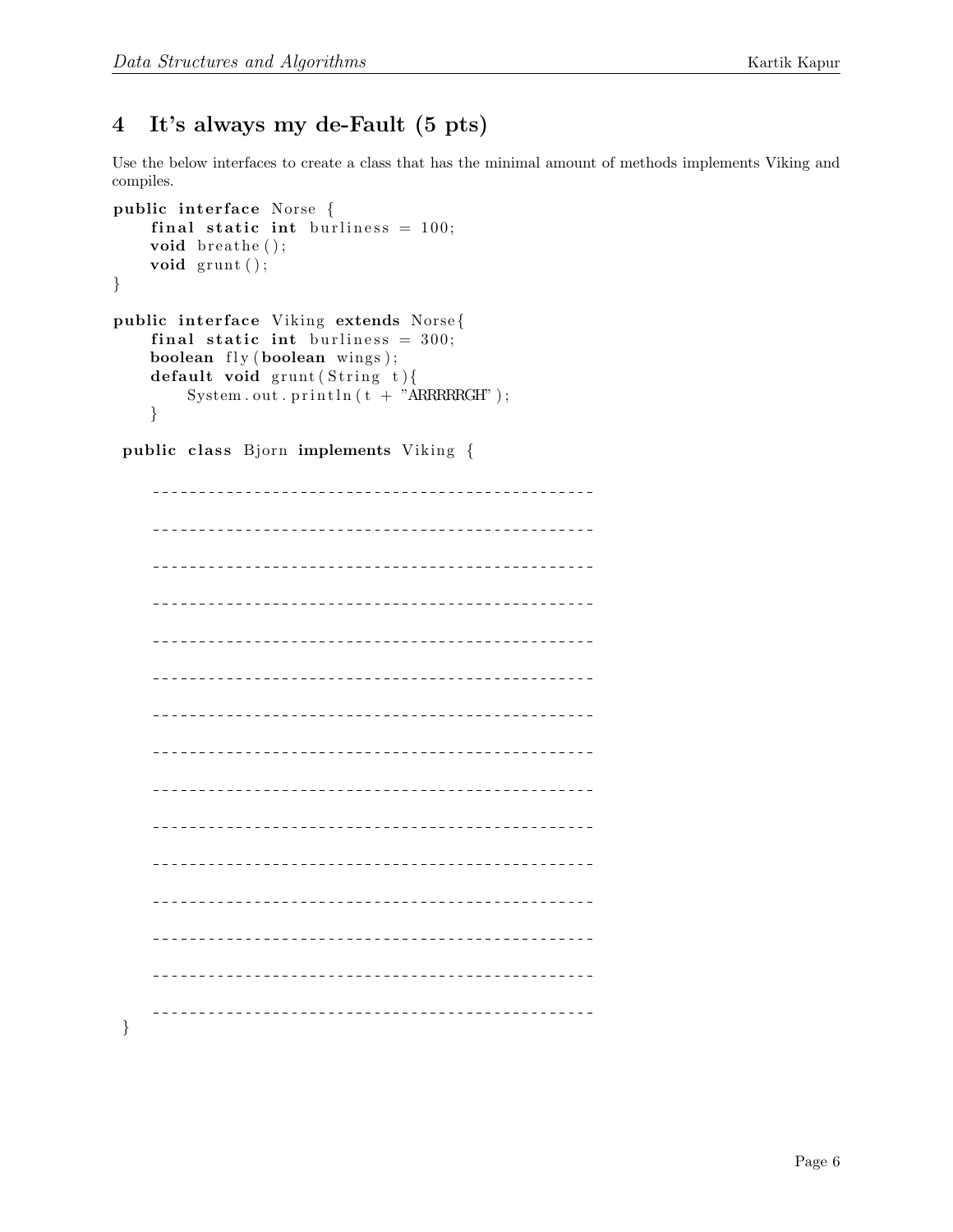## 4 It's always my de-Fault (5 pts)

Use the below interfaces to create a class that has the minimal amount of methods implements Viking and compiles.

```
public interface Norse {
    final static int burliness = 100;
    void breathe();
    void grunt();
}

public interface Viking extends Norse{
    final static int burliness = 300;
    boolean fly(boolean wings);
    default void grunt(String t){
        System.out.println(t + "ARRRRRGH");
    }

 public class Bjorn implements Viking {

    ------------------------------------------------

    ------------------------------------------------

    ------------------------------------------------

    ------------------------------------------------

    ------------------------------------------------

    ------------------------------------------------

    ------------------------------------------------

    ------------------------------------------------

    ------------------------------------------------

    ------------------------------------------------

    ------------------------------------------------

    ------------------------------------------------

    ------------------------------------------------

    ------------------------------------------------

    ------------------------------------------------
 }
```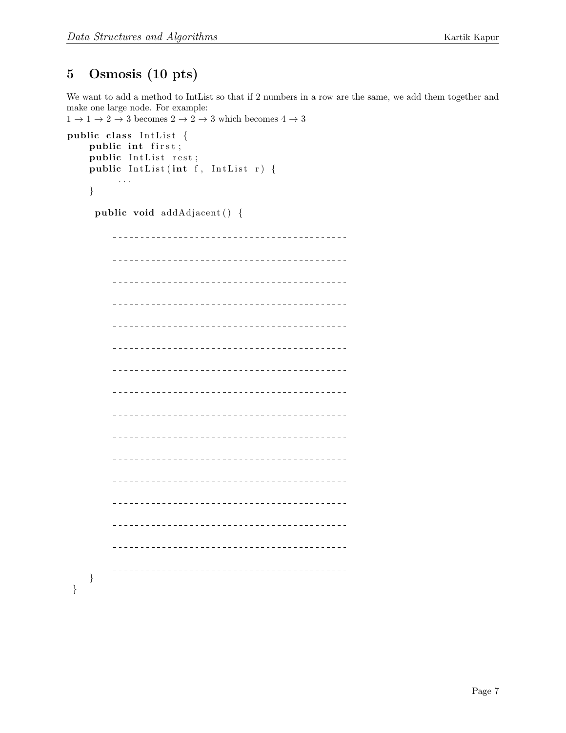## 5 Osmosis (10 pts)

We want to add a method to IntList so that if 2 numbers in a row are the same, we add them together and make one large node. For example:
$1 \rightarrow 1 \rightarrow 2 \rightarrow 3$ becomes $2 \rightarrow 2 \rightarrow 3$ which becomes $4 \rightarrow 3$

```
public class IntList {
    public int first;
    public IntList rest;
    public IntList(int f, IntList r) {
        ...
    }

     public void addAdjacent() {

        ------------------------------------------

        ------------------------------------------

        ------------------------------------------

        ------------------------------------------

        ------------------------------------------

        ------------------------------------------

        ------------------------------------------

        ------------------------------------------

        ------------------------------------------

        ------------------------------------------

        ------------------------------------------

        ------------------------------------------

        ------------------------------------------

        ------------------------------------------

        ------------------------------------------

        ------------------------------------------
    }
}
```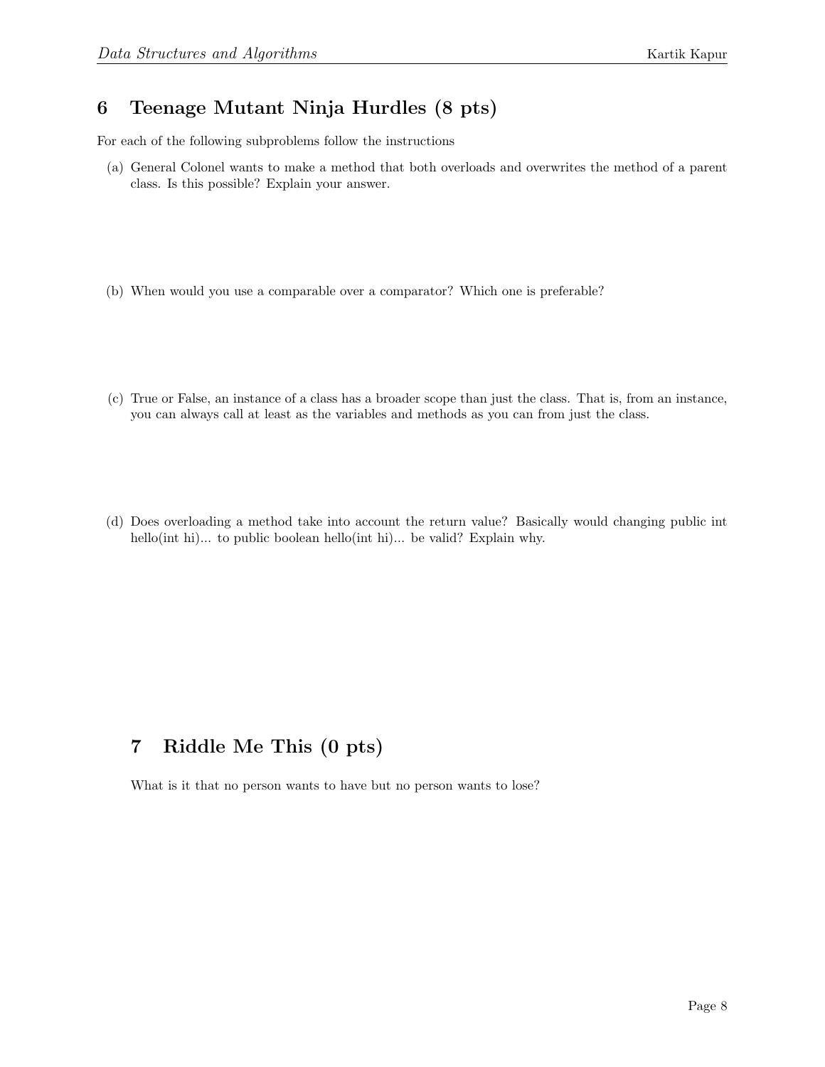## 6 Teenage Mutant Ninja Hurdles (8 pts)

For each of the following subproblems follow the instructions

(a) General Colonel wants to make a method that both overloads and overwrites the method of a parent class. Is this possible? Explain your answer.

(b) When would you use a comparable over a comparator? Which one is preferable?

(c) True or False, an instance of a class has a broader scope than just the class. That is, from an instance, you can always call at least as the variables and methods as you can from just the class.

(d) Does overloading a method take into account the return value? Basically would changing public int hello(int hi)... to public boolean hello(int hi)... be valid? Explain why.

## 7 Riddle Me This (0 pts)

What is it that no person wants to have but no person wants to lose?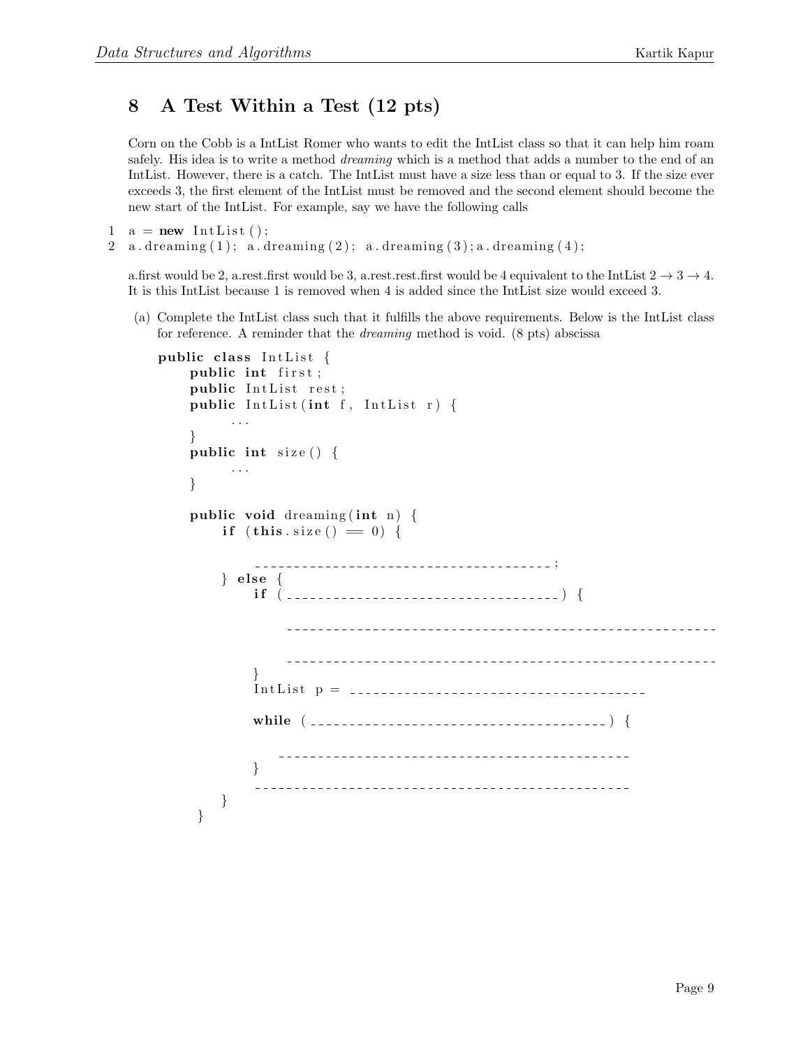## 8 A Test Within a Test (12 pts)

Corn on the Cobb is a IntList Romer who wants to edit the IntList class so that it can help him roam safely. His idea is to write a method *dreaming* which is a method that adds a number to the end of an IntList. However, there is a catch. The IntList must have a size less than or equal to 3. If the size ever exceeds 3, the first element of the IntList must be removed and the second element should become the new start of the IntList. For example, say we have the following calls

```
1  a = new IntList();
2  a.dreaming(1); a.dreaming(2); a.dreaming(3);a.dreaming(4);
```

a.first would be 2, a.rest.first would be 3, a.rest.rest.first would be 4 equivalent to the IntList $2 \rightarrow 3 \rightarrow 4$. It is this IntList because 1 is removed when 4 is added since the IntList size would exceed 3.

(a) Complete the IntList class such that it fulfills the above requirements. Below is the IntList class for reference. A reminder that the *dreaming* method is void. (8 pts) abscissa

```
public class IntList {
    public int first;
    public IntList rest;
    public IntList(int f, IntList r) {
        ...
    }
    public int size() {
        ...
    }

    public void dreaming(int n) {
        if (this.size() == 0) {

            ______________________________________;
        } else {
            if (___________________________________) {

                ________________________________________________________

                ________________________________________________________
            }
            IntList p = ______________________________________

            while (______________________________________) {

                ____________________________________________
            }
            ____________________________________________
        }
    }
```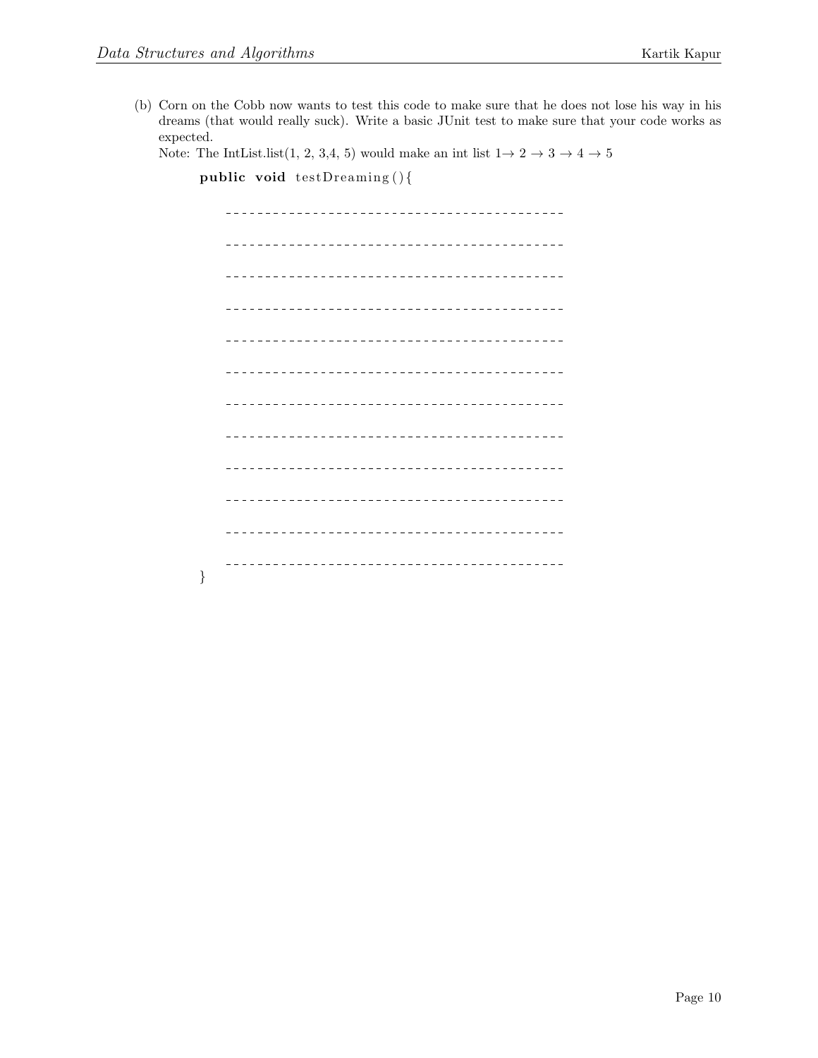(b) Corn on the Cobb now wants to test this code to make sure that he does not lose his way in his dreams (that would really suck). Write a basic JUnit test to make sure that your code works as expected.

Note: The IntList.list(1, 2, 3,4, 5) would make an int list $1 \to 2 \to 3 \to 4 \to 5$

```
public void testDreaming(){

    ------------------------------------------

    ------------------------------------------

    ------------------------------------------

    ------------------------------------------

    ------------------------------------------

    ------------------------------------------

    ------------------------------------------

    ------------------------------------------

    ------------------------------------------

    ------------------------------------------

    ------------------------------------------

    ------------------------------------------
}
```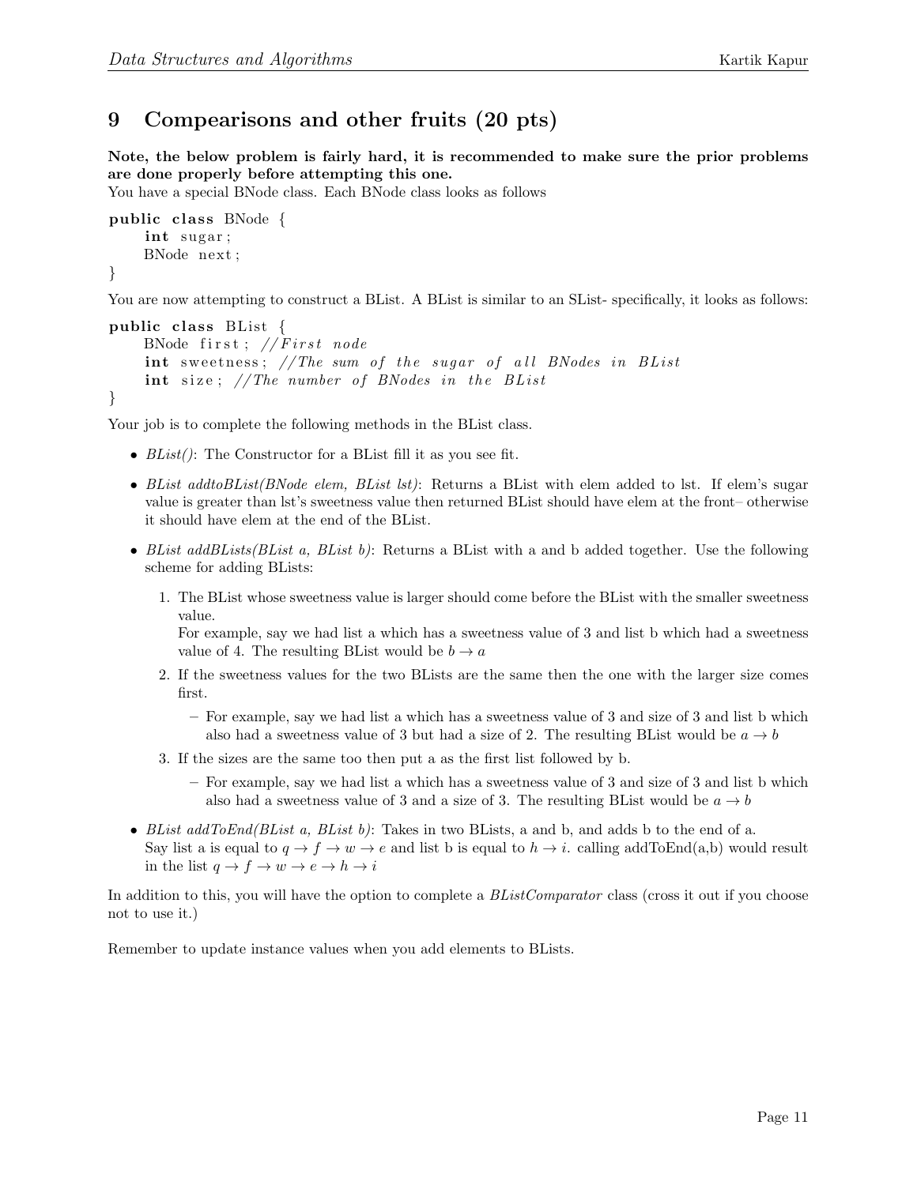## 9 Compearisons and other fruits (20 pts)

**Note, the below problem is fairly hard, it is recommended to make sure the prior problems are done properly before attempting this one.**

You have a special BNode class. Each BNode class looks as follows

```
public class BNode {
    int sugar;
    BNode next;
}
```

You are now attempting to construct a BList. A BList is similar to an SList- specifically, it looks as follows:

```
public class BList {
    BNode first; //First node
    int sweetness; //The sum of the sugar of all BNodes in BList
    int size; //The number of BNodes in the BList
}
```

Your job is to complete the following methods in the BList class.

- *BList()*: The Constructor for a BList fill it as you see fit.
- *BList addtoBList(BNode elem, BList lst)*: Returns a BList with elem added to lst. If elem's sugar value is greater than lst's sweetness value then returned BList should have elem at the front– otherwise it should have elem at the end of the BList.
- *BList addBLists(BList a, BList b)*: Returns a BList with a and b added together. Use the following scheme for adding BLists:
  1. The BList whose sweetness value is larger should come before the BList with the smaller sweetness value.
     For example, say we had list a which has a sweetness value of 3 and list b which had a sweetness value of 4. The resulting BList would be $b \rightarrow a$
  2. If the sweetness values for the two BLists are the same then the one with the larger size comes first.
     - For example, say we had list a which has a sweetness value of 3 and size of 3 and list b which also had a sweetness value of 3 but had a size of 2. The resulting BList would be $a \rightarrow b$
  3. If the sizes are the same too then put a as the first list followed by b.
     - For example, say we had list a which has a sweetness value of 3 and size of 3 and list b which also had a sweetness value of 3 and a size of 3. The resulting BList would be $a \rightarrow b$
- *BList addToEnd(BList a, BList b)*: Takes in two BLists, a and b, and adds b to the end of a.
  Say list a is equal to $q \rightarrow f \rightarrow w \rightarrow e$ and list b is equal to $h \rightarrow i$. calling addToEnd(a,b) would result in the list $q \rightarrow f \rightarrow w \rightarrow e \rightarrow h \rightarrow i$

In addition to this, you will have the option to complete a *BListComparator* class (cross it out if you choose not to use it.)

Remember to update instance values when you add elements to BLists.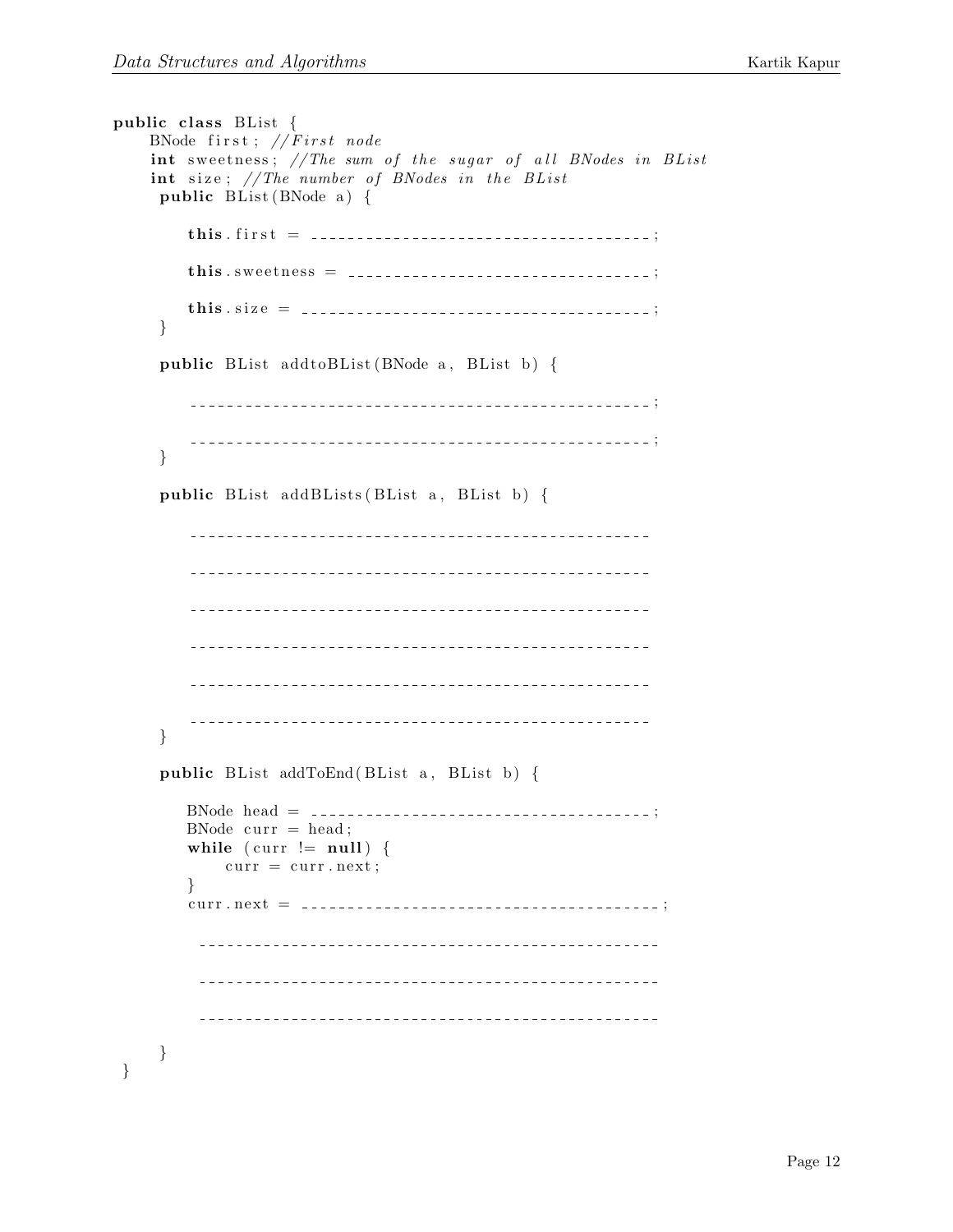```java
public class BList {
    BNode first; //First node
    int sweetness; //The sum of the sugar of all BNodes in BList
    int size; //The number of BNodes in the BList
     public BList(BNode a) {

        this.first = ____________________________________;

        this.sweetness = _________________________________;

        this.size = ______________________________________;
     }

     public BList addtoBList(BNode a, BList b) {

        __________________________________________________;

        __________________________________________________;
     }

     public BList addBLists(BList a, BList b) {

        __________________________________________________

        __________________________________________________

        __________________________________________________

        __________________________________________________

        __________________________________________________

        __________________________________________________
     }

     public BList addToEnd(BList a, BList b) {

        BNode head = _____________________________________;
        BNode curr = head;
        while (curr != null) {
            curr = curr.next;
        }
        curr.next = ______________________________________;

         __________________________________________________

         __________________________________________________

         __________________________________________________

     }
 }
```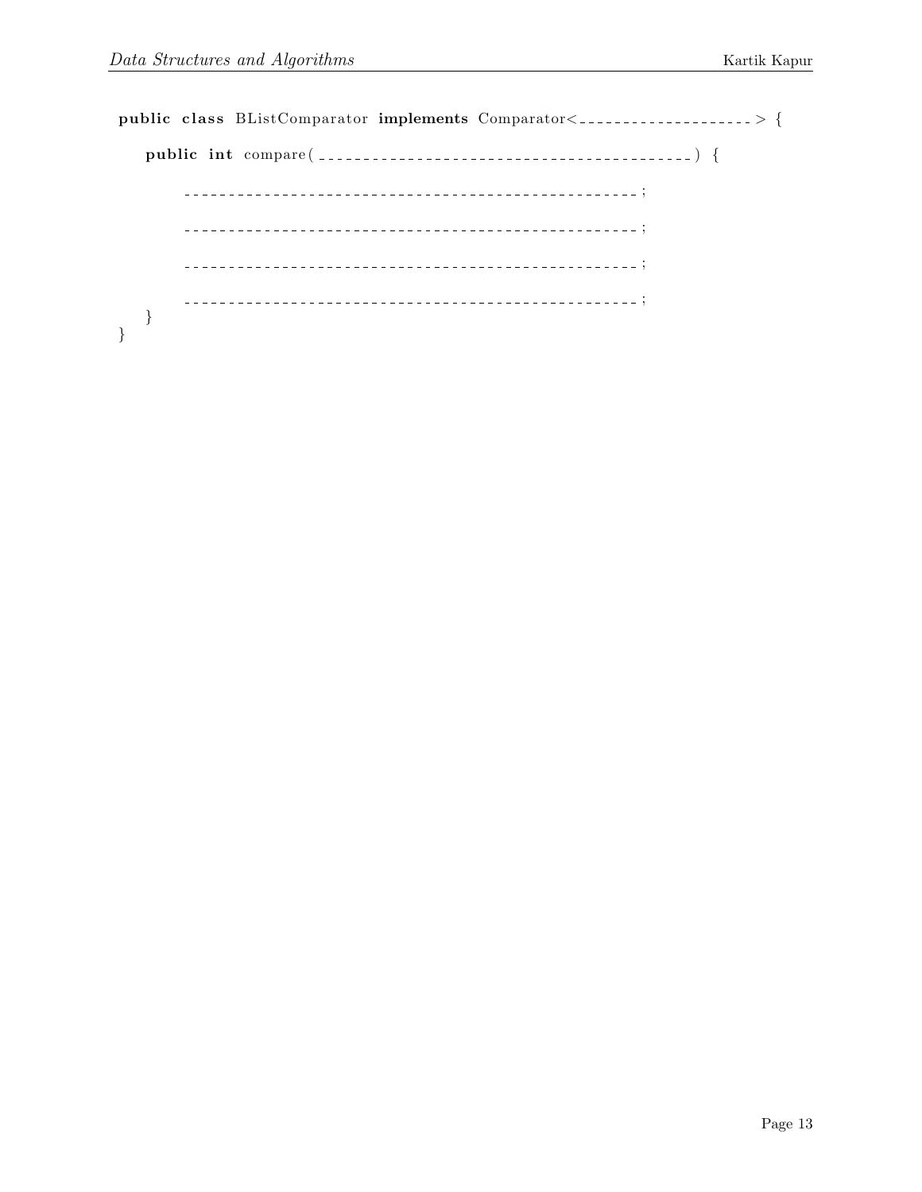```
public class BListComparator implements Comparator<____________________> {

    public int compare(__________________________________________) {

        __________________________________________________;

        __________________________________________________;

        __________________________________________________;

        __________________________________________________;
    }
}
```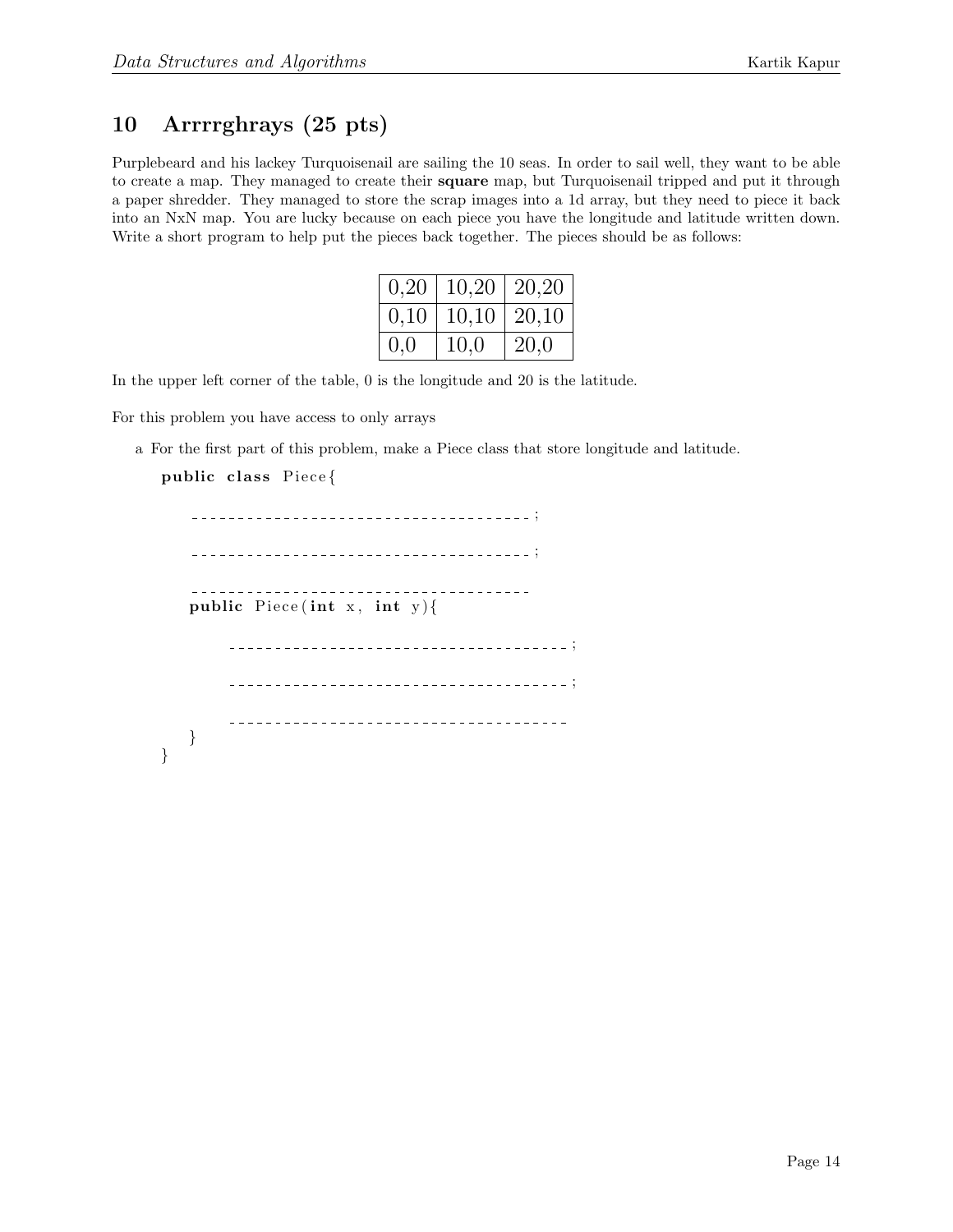## 10 Arrrrghrays (25 pts)

Purplebeard and his lackey Turquoisenail are sailing the 10 seas. In order to sail well, they want to be able to create a map. They managed to create their **square** map, but Turquoisenail tripped and put it through a paper shredder. They managed to store the scrap images into a 1d array, but they need to piece it back into an NxN map. You are lucky because on each piece you have the longitude and latitude written down. Write a short program to help put the pieces back together. The pieces should be as follows:

| 0,20 | 10,20 | 20,20 |
|---|---|---|
| 0,10 | 10,10 | 20,10 |
| 0,0 | 10,0 | 20,0 |

In the upper left corner of the table, 0 is the longitude and 20 is the latitude.

For this problem you have access to only arrays

a For the first part of this problem, make a Piece class that store longitude and latitude.

```
public class Piece{

    _____________________________________;

    _____________________________________;

    _____________________________________
    public Piece(int x, int y){

        _____________________________________;

        _____________________________________;

        _____________________________________
    }
}
```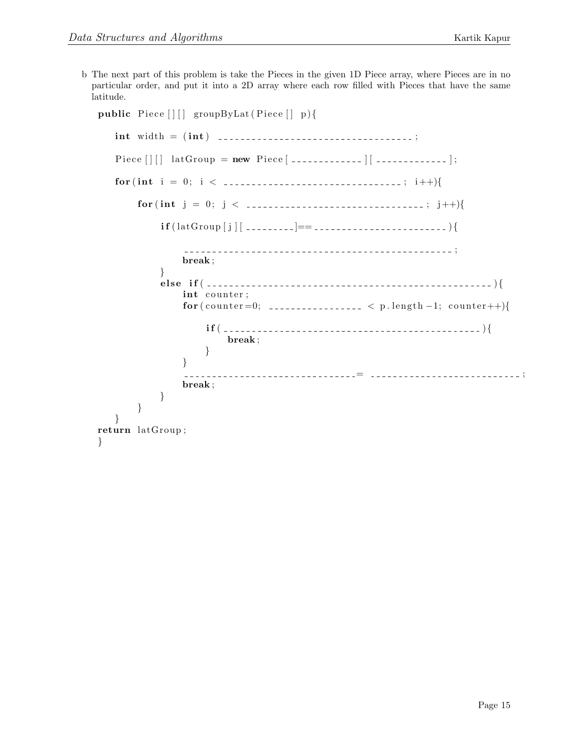b The next part of this problem is take the Pieces in the given 1D Piece array, where Pieces are in no particular order, and put it into a 2D array where each row filled with Pieces that have the same latitude.

```
public Piece[][] groupByLat(Piece[] p){

    int width = (int) ___________________________________;

    Piece[][] latGroup = new Piece[_____________][_____________];

    for(int i = 0; i < ________________________________; i++){

        for(int j = 0; j < ________________________________; j++){

            if(latGroup[j][_________]==________________________){

                _______________________________________________;
                break;
            }
            else if(__________________________________________________){
                int counter;
                for(counter=0; _________________ < p.length-1; counter++){

                    if(____________________________________________){
                        break;
                    }
                }
                ______________________________= __________________________;
                break;
            }
        }
    }
return latGroup;
}
```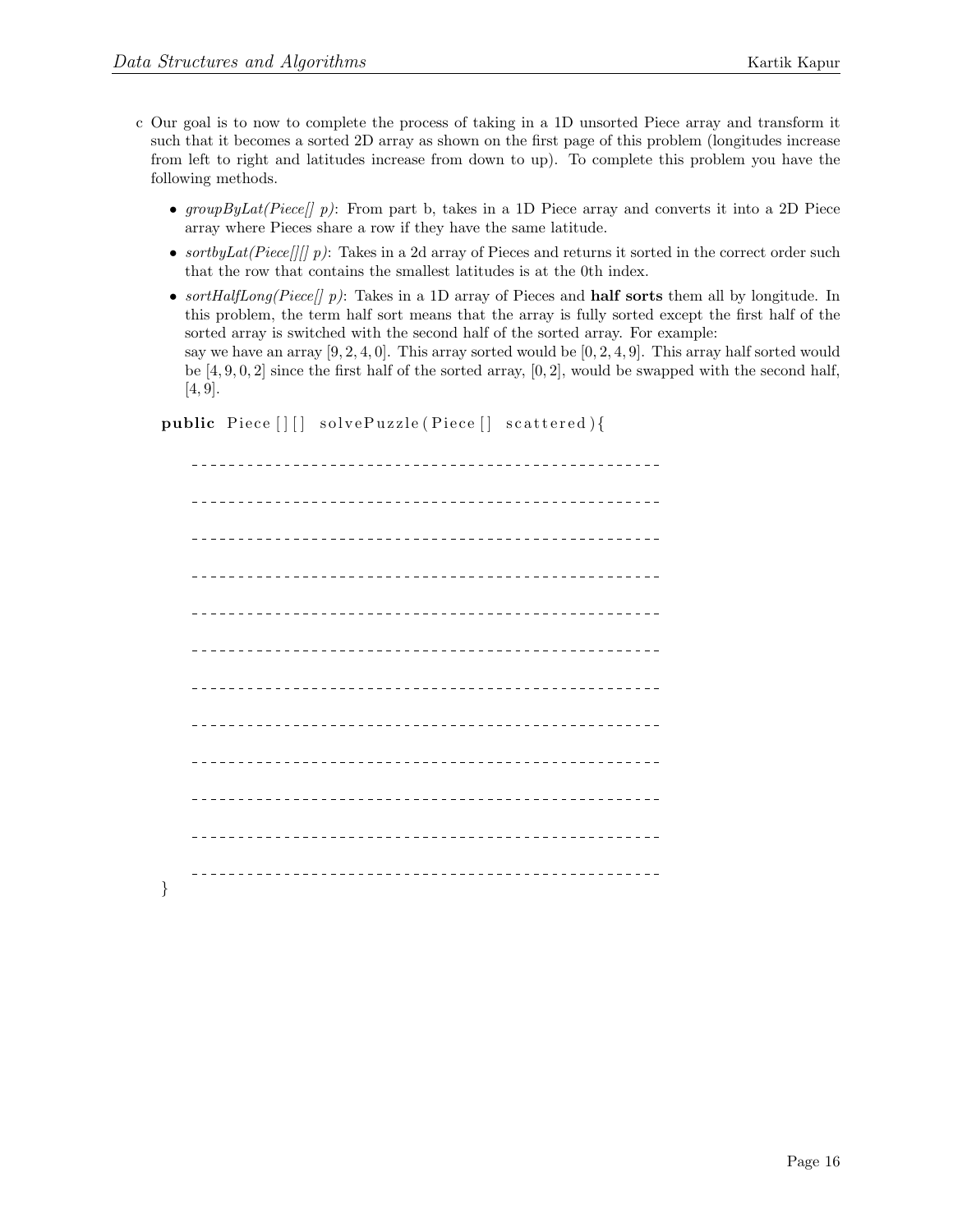c Our goal is to now to complete the process of taking in a 1D unsorted Piece array and transform it such that it becomes a sorted 2D array as shown on the first page of this problem (longitudes increase from left to right and latitudes increase from down to up). To complete this problem you have the following methods.

- *groupByLat(Piece[] p)*: From part b, takes in a 1D Piece array and converts it into a 2D Piece array where Pieces share a row if they have the same latitude.
- *sortbyLat(Piece[][] p)*: Takes in a 2d array of Pieces and returns it sorted in the correct order such that the row that contains the smallest latitudes is at the 0th index.
- *sortHalfLong(Piece[] p)*: Takes in a 1D array of Pieces and **half sorts** them all by longitude. In this problem, the term half sort means that the array is fully sorted except the first half of the sorted array is switched with the second half of the sorted array. For example: say we have an array [9, 2, 4, 0]. This array sorted would be [0, 2, 4, 9]. This array half sorted would be [4, 9, 0, 2] since the first half of the sorted array, [0, 2], would be swapped with the second half, [4, 9].

```
public Piece[][] solvePuzzle(Piece[] scattered){

    ____________________________________________________

    ____________________________________________________

    ____________________________________________________

    ____________________________________________________

    ____________________________________________________

    ____________________________________________________

    ____________________________________________________

    ____________________________________________________

    ____________________________________________________

    ____________________________________________________

    ____________________________________________________

    ____________________________________________________
}
```